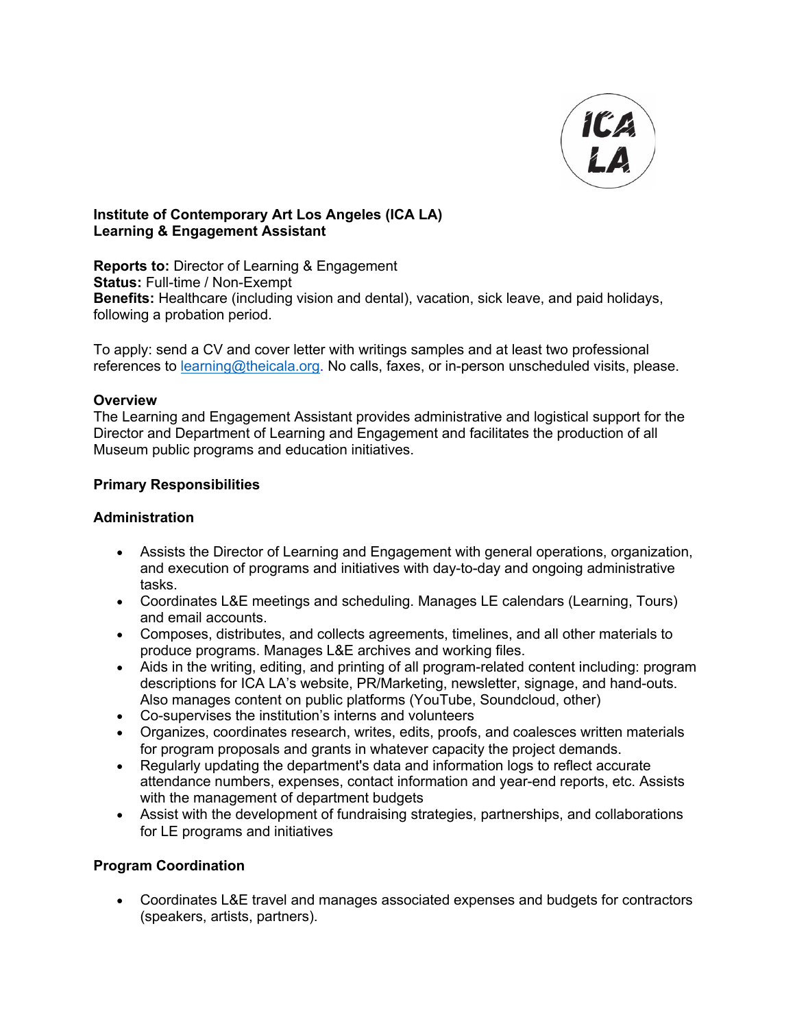**Institute of Contemporary Art Los Angeles (ICA LA)**
**Learning & Engagement Assistant**

**Reports to:** Director of Learning & Engagement
**Status:** Full-time / Non-Exempt
**Benefits:** Healthcare (including vision and dental), vacation, sick leave, and paid holidays, following a probation period.

To apply: send a CV and cover letter with writings samples and at least two professional references to learning@theicala.org. No calls, faxes, or in-person unscheduled visits, please.

### Overview

The Learning and Engagement Assistant provides administrative and logistical support for the Director and Department of Learning and Engagement and facilitates the production of all Museum public programs and education initiatives.

### Primary Responsibilities

#### Administration

- Assists the Director of Learning and Engagement with general operations, organization, and execution of programs and initiatives with day-to-day and ongoing administrative tasks.
- Coordinates L&E meetings and scheduling. Manages LE calendars (Learning, Tours) and email accounts.
- Composes, distributes, and collects agreements, timelines, and all other materials to produce programs. Manages L&E archives and working files.
- Aids in the writing, editing, and printing of all program-related content including: program descriptions for ICA LA's website, PR/Marketing, newsletter, signage, and hand-outs. Also manages content on public platforms (YouTube, Soundcloud, other)
- Co-supervises the institution's interns and volunteers
- Organizes, coordinates research, writes, edits, proofs, and coalesces written materials for program proposals and grants in whatever capacity the project demands.
- Regularly updating the department's data and information logs to reflect accurate attendance numbers, expenses, contact information and year-end reports, etc. Assists with the management of department budgets
- Assist with the development of fundraising strategies, partnerships, and collaborations for LE programs and initiatives

#### Program Coordination

- Coordinates L&E travel and manages associated expenses and budgets for contractors (speakers, artists, partners).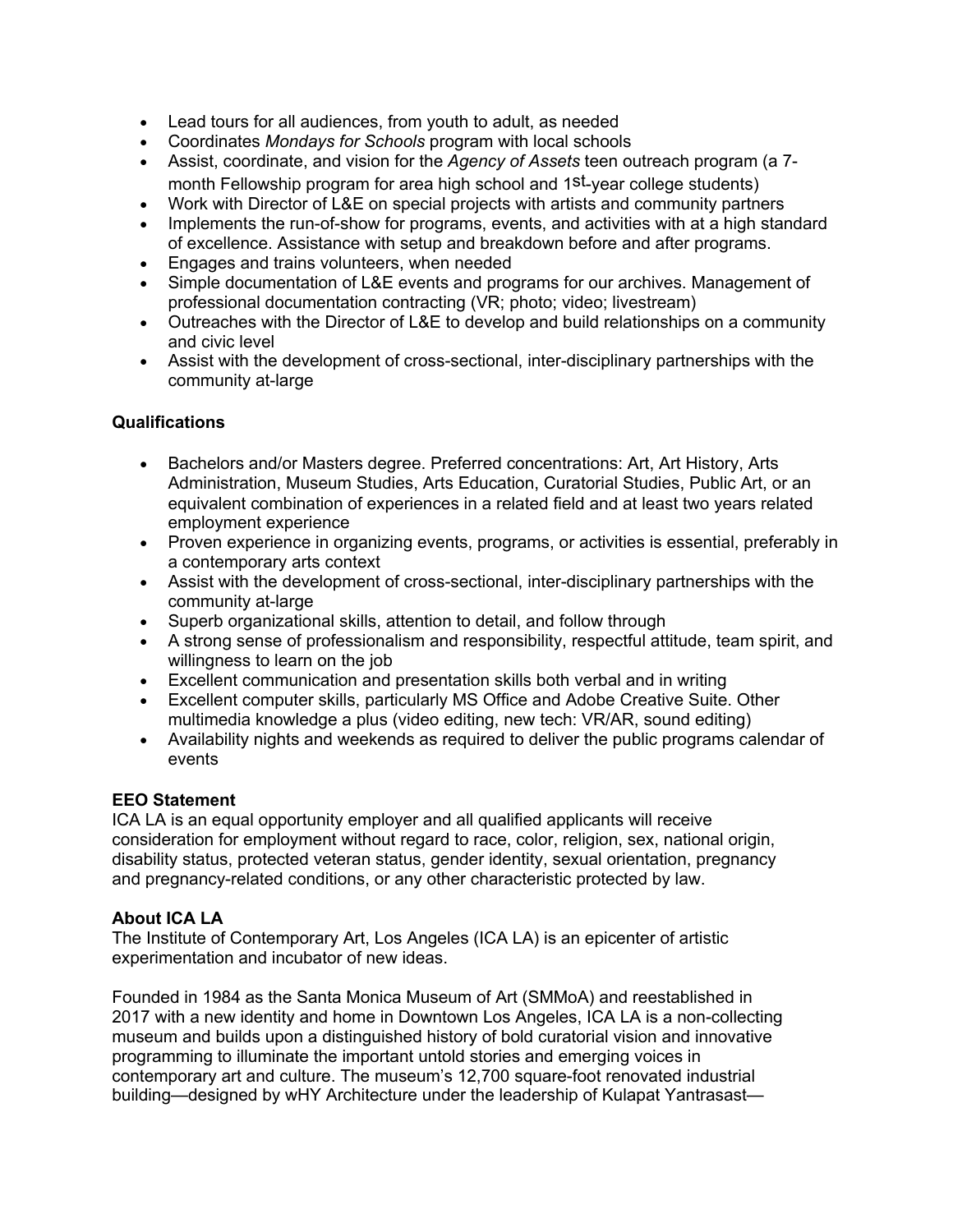- Lead tours for all audiences, from youth to adult, as needed
- Coordinates *Mondays for Schools* program with local schools
- Assist, coordinate, and vision for the *Agency of Assets* teen outreach program (a 7-month Fellowship program for area high school and 1st-year college students)
- Work with Director of L&E on special projects with artists and community partners
- Implements the run-of-show for programs, events, and activities with at a high standard of excellence. Assistance with setup and breakdown before and after programs.
- Engages and trains volunteers, when needed
- Simple documentation of L&E events and programs for our archives. Management of professional documentation contracting (VR; photo; video; livestream)
- Outreaches with the Director of L&E to develop and build relationships on a community and civic level
- Assist with the development of cross-sectional, inter-disciplinary partnerships with the community at-large

**Qualifications**

- Bachelors and/or Masters degree. Preferred concentrations: Art, Art History, Arts Administration, Museum Studies, Arts Education, Curatorial Studies, Public Art, or an equivalent combination of experiences in a related field and at least two years related employment experience
- Proven experience in organizing events, programs, or activities is essential, preferably in a contemporary arts context
- Assist with the development of cross-sectional, inter-disciplinary partnerships with the community at-large
- Superb organizational skills, attention to detail, and follow through
- A strong sense of professionalism and responsibility, respectful attitude, team spirit, and willingness to learn on the job
- Excellent communication and presentation skills both verbal and in writing
- Excellent computer skills, particularly MS Office and Adobe Creative Suite. Other multimedia knowledge a plus (video editing, new tech: VR/AR, sound editing)
- Availability nights and weekends as required to deliver the public programs calendar of events

**EEO Statement**
ICA LA is an equal opportunity employer and all qualified applicants will receive consideration for employment without regard to race, color, religion, sex, national origin, disability status, protected veteran status, gender identity, sexual orientation, pregnancy and pregnancy-related conditions, or any other characteristic protected by law.

**About ICA LA**
The Institute of Contemporary Art, Los Angeles (ICA LA) is an epicenter of artistic experimentation and incubator of new ideas.

Founded in 1984 as the Santa Monica Museum of Art (SMMoA) and reestablished in 2017 with a new identity and home in Downtown Los Angeles, ICA LA is a non-collecting museum and builds upon a distinguished history of bold curatorial vision and innovative programming to illuminate the important untold stories and emerging voices in contemporary art and culture. The museum's 12,700 square-foot renovated industrial building—designed by wHY Architecture under the leadership of Kulapat Yantrasast—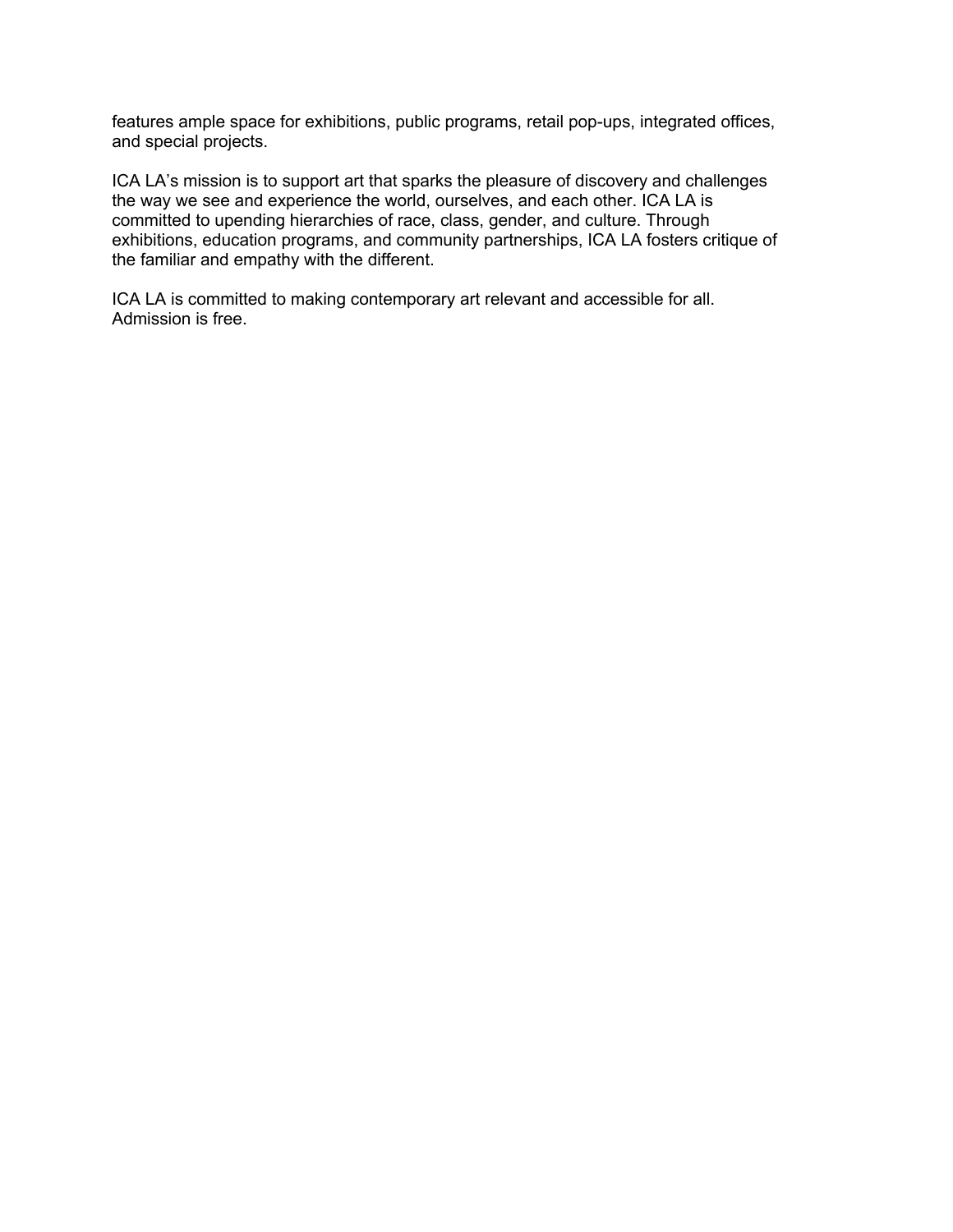features ample space for exhibitions, public programs, retail pop-ups, integrated offices, and special projects.

ICA LA's mission is to support art that sparks the pleasure of discovery and challenges the way we see and experience the world, ourselves, and each other. ICA LA is committed to upending hierarchies of race, class, gender, and culture. Through exhibitions, education programs, and community partnerships, ICA LA fosters critique of the familiar and empathy with the different.

ICA LA is committed to making contemporary art relevant and accessible for all. Admission is free.